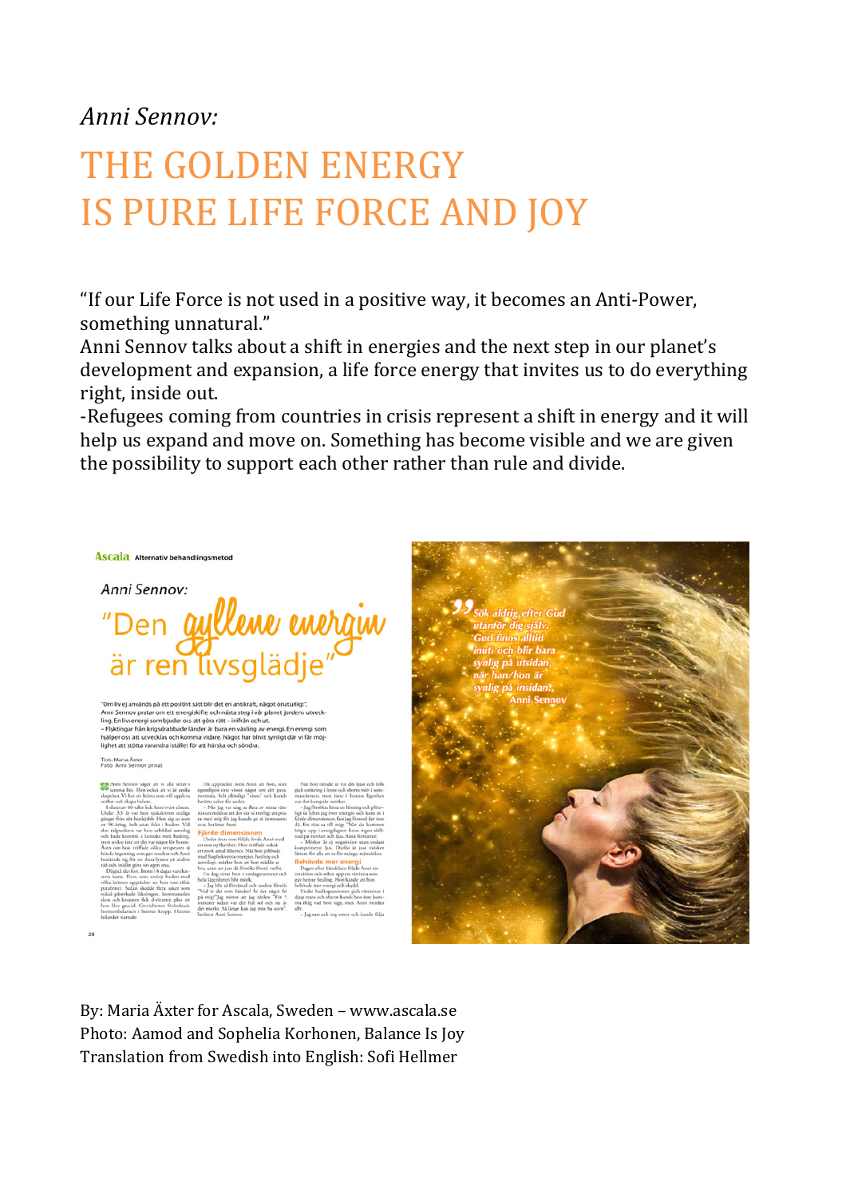*Anni Sennov:*

# THE GOLDEN ENERGY IS PURE LIFE FORCE AND JOY

"If our Life Force is not used in a positive way, it becomes an Anti-Power, something unnatural."

Anni Sennov talks about a shift in energies and the next step in our planet's development and expansion, a life force energy that invites us to do everything right, inside out.

-Refugees coming from countries in crisis represent a shift in energy and it will help us expand and move on. Something has become visible and we are given the possibility to support each other rather than rule and divide.

By: Maria Äxter for Ascala, Sweden – www.ascala.se

Photo: Aamod and Sophelia Korhonen, Balance Is Joy

Translation from Swedish into English: Sofi Hellmer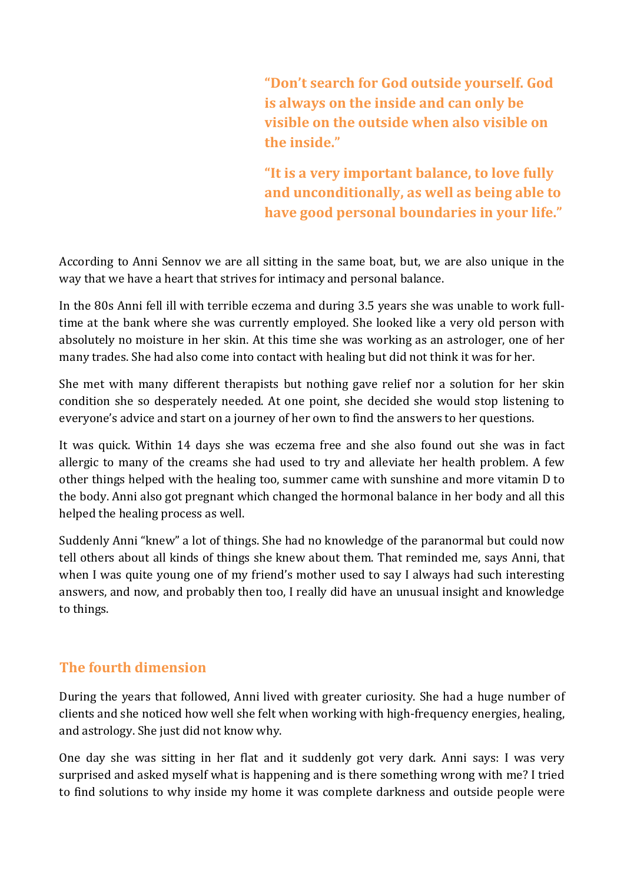**"Don't search for God outside yourself. God is always on the inside and can only be visible on the outside when also visible on the inside."**

**"It is a very important balance, to love fully and unconditionally, as well as being able to have good personal boundaries in your life."**

According to Anni Sennov we are all sitting in the same boat, but, we are also unique in the way that we have a heart that strives for intimacy and personal balance.

In the 80s Anni fell ill with terrible eczema and during 3.5 years she was unable to work full-time at the bank where she was currently employed. She looked like a very old person with absolutely no moisture in her skin. At this time she was working as an astrologer, one of her many trades. She had also come into contact with healing but did not think it was for her.

She met with many different therapists but nothing gave relief nor a solution for her skin condition she so desperately needed. At one point, she decided she would stop listening to everyone's advice and start on a journey of her own to find the answers to her questions.

It was quick. Within 14 days she was eczema free and she also found out she was in fact allergic to many of the creams she had used to try and alleviate her health problem. A few other things helped with the healing too, summer came with sunshine and more vitamin D to the body. Anni also got pregnant which changed the hormonal balance in her body and all this helped the healing process as well.

Suddenly Anni "knew" a lot of things. She had no knowledge of the paranormal but could now tell others about all kinds of things she knew about them. That reminded me, says Anni, that when I was quite young one of my friend's mother used to say I always had such interesting answers, and now, and probably then too, I really did have an unusual insight and knowledge to things.

## The fourth dimension

During the years that followed, Anni lived with greater curiosity. She had a huge number of clients and she noticed how well she felt when working with high-frequency energies, healing, and astrology. She just did not know why.

One day she was sitting in her flat and it suddenly got very dark. Anni says: I was very surprised and asked myself what is happening and is there something wrong with me? I tried to find solutions to why inside my home it was complete darkness and outside people were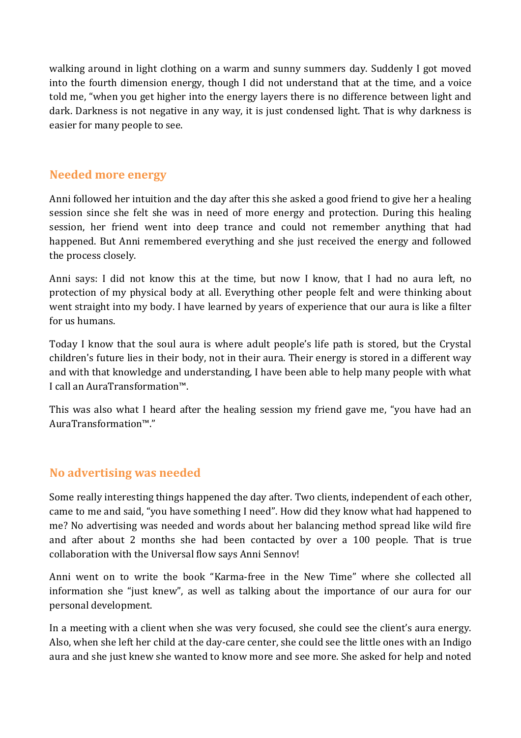walking around in light clothing on a warm and sunny summers day. Suddenly I got moved into the fourth dimension energy, though I did not understand that at the time, and a voice told me, "when you get higher into the energy layers there is no difference between light and dark. Darkness is not negative in any way, it is just condensed light. That is why darkness is easier for many people to see.

## Needed more energy

Anni followed her intuition and the day after this she asked a good friend to give her a healing session since she felt she was in need of more energy and protection. During this healing session, her friend went into deep trance and could not remember anything that had happened. But Anni remembered everything and she just received the energy and followed the process closely.

Anni says: I did not know this at the time, but now I know, that I had no aura left, no protection of my physical body at all. Everything other people felt and were thinking about went straight into my body. I have learned by years of experience that our aura is like a filter for us humans.

Today I know that the soul aura is where adult people's life path is stored, but the Crystal children's future lies in their body, not in their aura. Their energy is stored in a different way and with that knowledge and understanding, I have been able to help many people with what I call an AuraTransformation™.

This was also what I heard after the healing session my friend gave me, "you have had an AuraTransformation™."

## No advertising was needed

Some really interesting things happened the day after. Two clients, independent of each other, came to me and said, "you have something I need". How did they know what had happened to me? No advertising was needed and words about her balancing method spread like wild fire and after about 2 months she had been contacted by over a 100 people. That is true collaboration with the Universal flow says Anni Sennov!

Anni went on to write the book "Karma-free in the New Time" where she collected all information she "just knew", as well as talking about the importance of our aura for our personal development.

In a meeting with a client when she was very focused, she could see the client's aura energy. Also, when she left her child at the day-care center, she could see the little ones with an Indigo aura and she just knew she wanted to know more and see more. She asked for help and noted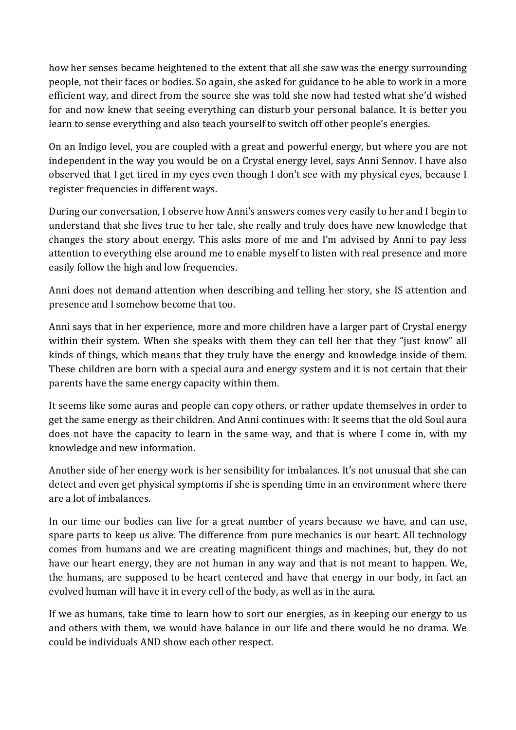how her senses became heightened to the extent that all she saw was the energy surrounding people, not their faces or bodies. So again, she asked for guidance to be able to work in a more efficient way, and direct from the source she was told she now had tested what she'd wished for and now knew that seeing everything can disturb your personal balance. It is better you learn to sense everything and also teach yourself to switch off other people's energies.

On an Indigo level, you are coupled with a great and powerful energy, but where you are not independent in the way you would be on a Crystal energy level, says Anni Sennov. I have also observed that I get tired in my eyes even though I don't see with my physical eyes, because I register frequencies in different ways.

During our conversation, I observe how Anni's answers comes very easily to her and I begin to understand that she lives true to her tale, she really and truly does have new knowledge that changes the story about energy. This asks more of me and I'm advised by Anni to pay less attention to everything else around me to enable myself to listen with real presence and more easily follow the high and low frequencies.

Anni does not demand attention when describing and telling her story, she IS attention and presence and I somehow become that too.

Anni says that in her experience, more and more children have a larger part of Crystal energy within their system. When she speaks with them they can tell her that they "just know" all kinds of things, which means that they truly have the energy and knowledge inside of them. These children are born with a special aura and energy system and it is not certain that their parents have the same energy capacity within them.

It seems like some auras and people can copy others, or rather update themselves in order to get the same energy as their children. And Anni continues with: It seems that the old Soul aura does not have the capacity to learn in the same way, and that is where I come in, with my knowledge and new information.

Another side of her energy work is her sensibility for imbalances. It's not unusual that she can detect and even get physical symptoms if she is spending time in an environment where there are a lot of imbalances.

In our time our bodies can live for a great number of years because we have, and can use, spare parts to keep us alive. The difference from pure mechanics is our heart. All technology comes from humans and we are creating magnificent things and machines, but, they do not have our heart energy, they are not human in any way and that is not meant to happen. We, the humans, are supposed to be heart centered and have that energy in our body, in fact an evolved human will have it in every cell of the body, as well as in the aura.

If we as humans, take time to learn how to sort our energies, as in keeping our energy to us and others with them, we would have balance in our life and there would be no drama. We could be individuals AND show each other respect.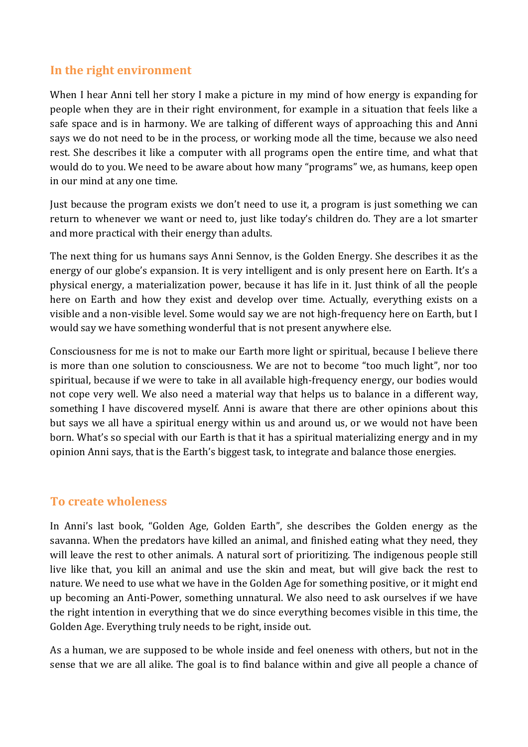## In the right environment

When I hear Anni tell her story I make a picture in my mind of how energy is expanding for people when they are in their right environment, for example in a situation that feels like a safe space and is in harmony. We are talking of different ways of approaching this and Anni says we do not need to be in the process, or working mode all the time, because we also need rest. She describes it like a computer with all programs open the entire time, and what that would do to you. We need to be aware about how many "programs" we, as humans, keep open in our mind at any one time.

Just because the program exists we don't need to use it, a program is just something we can return to whenever we want or need to, just like today's children do. They are a lot smarter and more practical with their energy than adults.

The next thing for us humans says Anni Sennov, is the Golden Energy. She describes it as the energy of our globe's expansion. It is very intelligent and is only present here on Earth. It's a physical energy, a materialization power, because it has life in it. Just think of all the people here on Earth and how they exist and develop over time. Actually, everything exists on a visible and a non-visible level. Some would say we are not high-frequency here on Earth, but I would say we have something wonderful that is not present anywhere else.

Consciousness for me is not to make our Earth more light or spiritual, because I believe there is more than one solution to consciousness. We are not to become "too much light", nor too spiritual, because if we were to take in all available high-frequency energy, our bodies would not cope very well. We also need a material way that helps us to balance in a different way, something I have discovered myself. Anni is aware that there are other opinions about this but says we all have a spiritual energy within us and around us, or we would not have been born. What's so special with our Earth is that it has a spiritual materializing energy and in my opinion Anni says, that is the Earth's biggest task, to integrate and balance those energies.

## To create wholeness

In Anni's last book, "Golden Age, Golden Earth", she describes the Golden energy as the savanna. When the predators have killed an animal, and finished eating what they need, they will leave the rest to other animals. A natural sort of prioritizing. The indigenous people still live like that, you kill an animal and use the skin and meat, but will give back the rest to nature. We need to use what we have in the Golden Age for something positive, or it might end up becoming an Anti-Power, something unnatural. We also need to ask ourselves if we have the right intention in everything that we do since everything becomes visible in this time, the Golden Age. Everything truly needs to be right, inside out.

As a human, we are supposed to be whole inside and feel oneness with others, but not in the sense that we are all alike. The goal is to find balance within and give all people a chance of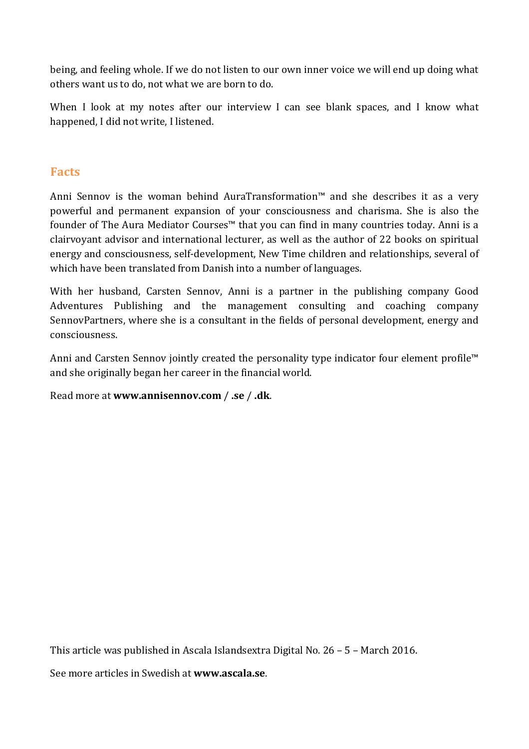being, and feeling whole. If we do not listen to our own inner voice we will end up doing what others want us to do, not what we are born to do.

When I look at my notes after our interview I can see blank spaces, and I know what happened, I did not write, I listened.

## Facts

Anni Sennov is the woman behind AuraTransformation™ and she describes it as a very powerful and permanent expansion of your consciousness and charisma. She is also the founder of The Aura Mediator Courses™ that you can find in many countries today. Anni is a clairvoyant advisor and international lecturer, as well as the author of 22 books on spiritual energy and consciousness, self-development, New Time children and relationships, several of which have been translated from Danish into a number of languages.

With her husband, Carsten Sennov, Anni is a partner in the publishing company Good Adventures Publishing and the management consulting and coaching company SennovPartners, where she is a consultant in the fields of personal development, energy and consciousness.

Anni and Carsten Sennov jointly created the personality type indicator four element profile™ and she originally began her career in the financial world.

Read more at **www.annisennov.com / .se / .dk**.

This article was published in Ascala Islandsextra Digital No. 26 – 5 – March 2016.

See more articles in Swedish at **www.ascala.se**.